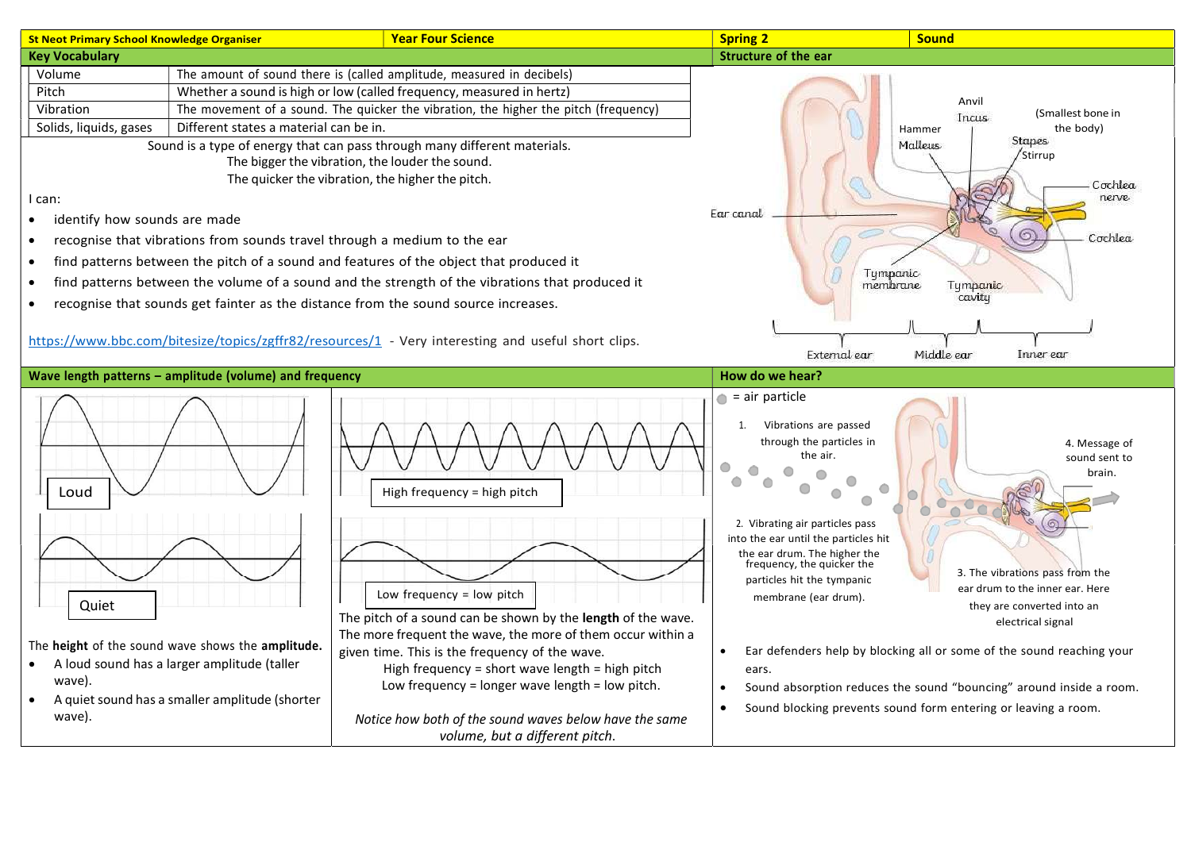| St Neot Primary School Knowledge Organiser | Year Four Science | Spring 2 | Sound |
|---|---|---|---|

## Key Vocabulary

| | |
|---|---|
| Volume | The amount of sound there is (called amplitude, measured in decibels) |
| Pitch | Whether a sound is high or low (called frequency, measured in hertz) |
| Vibration | The movement of a sound. The quicker the vibration, the higher the pitch (frequency) |
| Solids, liquids, gases | Different states a material can be in. |

Sound is a type of energy that can pass through many different materials.
The bigger the vibration, the louder the sound.
The quicker the vibration, the higher the pitch.

I can:

- identify how sounds are made
- recognise that vibrations from sounds travel through a medium to the ear
- find patterns between the pitch of a sound and features of the object that produced it
- find patterns between the volume of a sound and the strength of the vibrations that produced it
- recognise that sounds get fainter as the distance from the sound source increases.

https://www.bbc.com/bitesize/topics/zgffr82/resources/1 - Very interesting and useful short clips.

## Structure of the ear

Anvil, Incus, (Smallest bone in the body), Hammer, Malleus, Stapes, Stirrup, Cochlea nerve, Ear canal, Cochlea, Tympanic membrane, Tympanic cavity, External ear, Middle ear, Inner ear

## Wave length patterns – amplitude (volume) and frequency

Loud

Quiet

The **height** of the sound wave shows the **amplitude.**

- A loud sound has a larger amplitude (taller wave).
- A quiet sound has a smaller amplitude (shorter wave).

High frequency = high pitch

Low frequency = low pitch

The pitch of a sound can be shown by the **length** of the wave. The more frequent the wave, the more of them occur within a given time. This is the frequency of the wave.

High frequency = short wave length = high pitch
Low frequency = longer wave length = low pitch.

*Notice how both of the sound waves below have the same volume, but a different pitch.*

## How do we hear?

= air particle

1. Vibrations are passed through the particles in the air.
2. Vibrating air particles pass into the ear until the particles hit the ear drum. The higher the frequency, the quicker the particles hit the tympanic membrane (ear drum).
3. The vibrations pass from the ear drum to the inner ear. Here they are converted into an electrical signal
4. Message of sound sent to brain.

- Ear defenders help by blocking all or some of the sound reaching your ears.
- Sound absorption reduces the sound "bouncing" around inside a room.
- Sound blocking prevents sound form entering or leaving a room.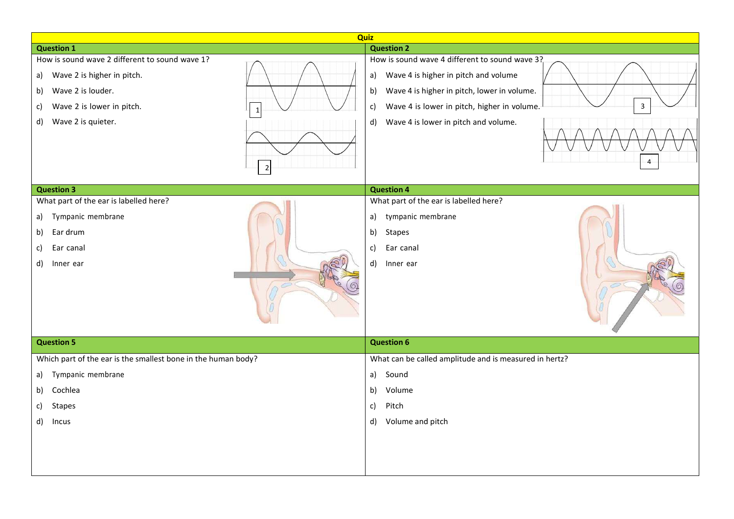# Quiz

## Question 1

How is sound wave 2 different to sound wave 1?

a) Wave 2 is higher in pitch.

b) Wave 2 is louder.

c) Wave 2 is lower in pitch.

d) Wave 2 is quieter.

1

2

## Question 2

How is sound wave 4 different to sound wave 3?

a) Wave 4 is higher in pitch and volume

b) Wave 4 is higher in pitch, lower in volume.

c) Wave 4 is lower in pitch, higher in volume.

d) Wave 4 is lower in pitch and volume.

3

4

## Question 3

What part of the ear is labelled here?

a) Tympanic membrane

b) Ear drum

c) Ear canal

d) Inner ear

## Question 4

What part of the ear is labelled here?

a) tympanic membrane

b) Stapes

c) Ear canal

d) Inner ear

## Question 5

Which part of the ear is the smallest bone in the human body?

a) Tympanic membrane

b) Cochlea

c) Stapes

d) Incus

## Question 6

What can be called amplitude and is measured in hertz?

a) Sound

b) Volume

c) Pitch

d) Volume and pitch